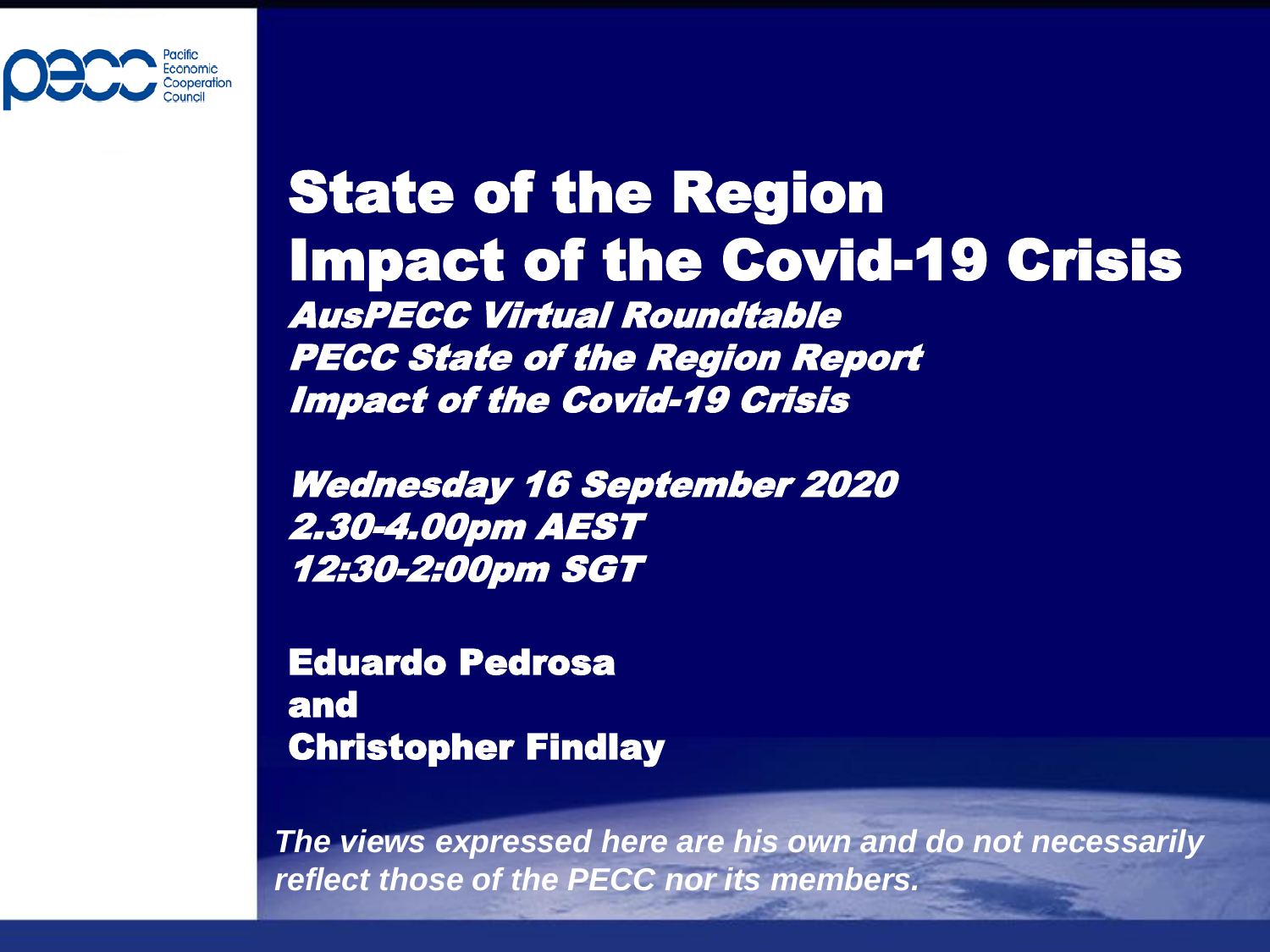# State of the Region
# Impact of the Covid-19 Crisis

***AusPECC Virtual Roundtable***
***PECC State of the Region Report***
***Impact of the Covid-19 Crisis***

***Wednesday 16 September 2020***
***2.30-4.00pm AEST***
***12:30-2:00pm SGT***

**Eduardo Pedrosa**
**and**
**Christopher Findlay**

***The views expressed here are his own and do not necessarily reflect those of the PECC nor its members.***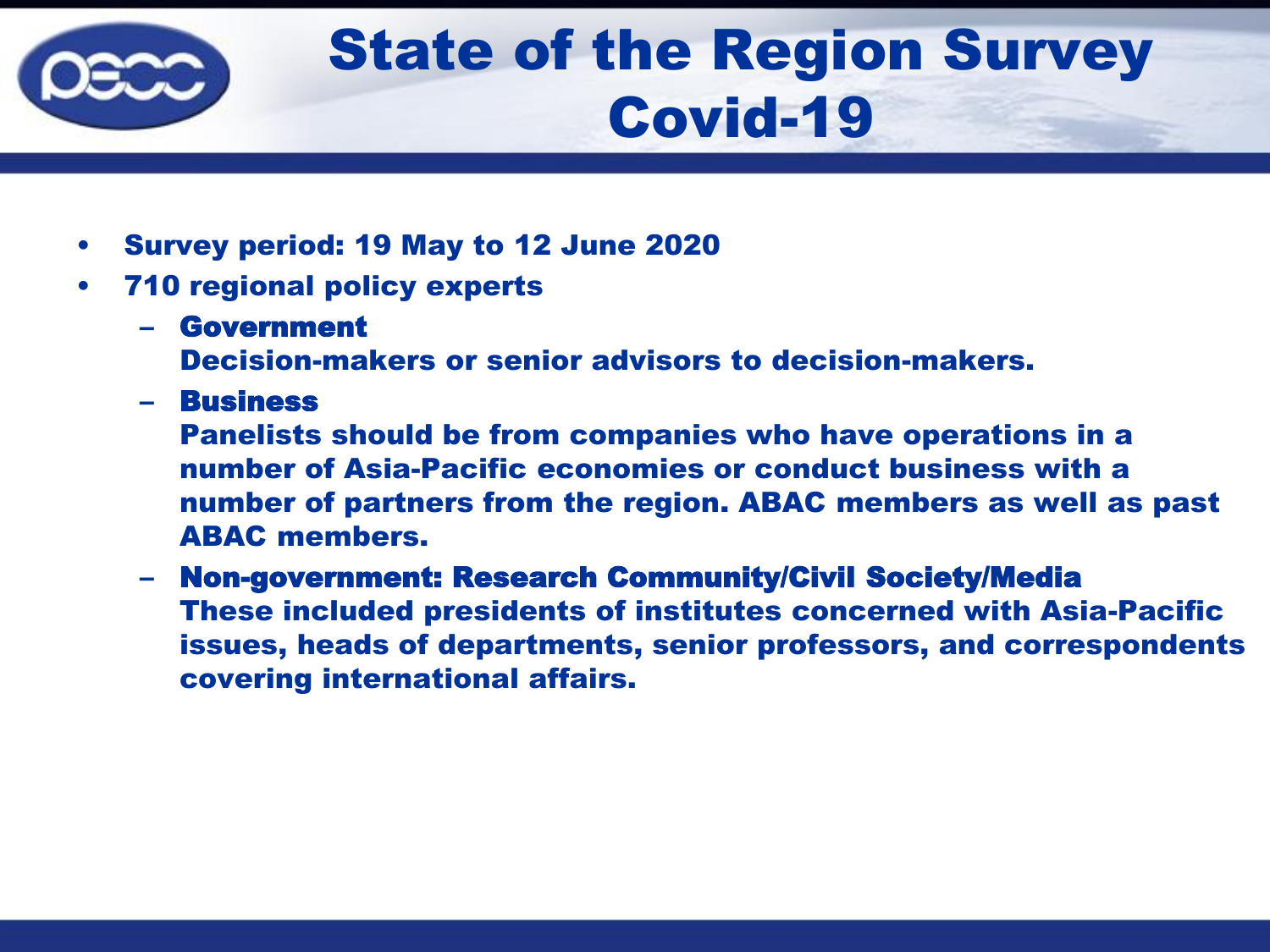# State of the Region Survey Covid-19

- **Survey period: 19 May to 12 June 2020**
- **710 regional policy experts**
  - **Government**
    **Decision-makers or senior advisors to decision-makers.**
  - **Business**
    **Panelists should be from companies who have operations in a number of Asia-Pacific economies or conduct business with a number of partners from the region. ABAC members as well as past ABAC members.**
  - **Non-government: Research Community/Civil Society/Media**
    **These included presidents of institutes concerned with Asia-Pacific issues, heads of departments, senior professors, and correspondents covering international affairs.**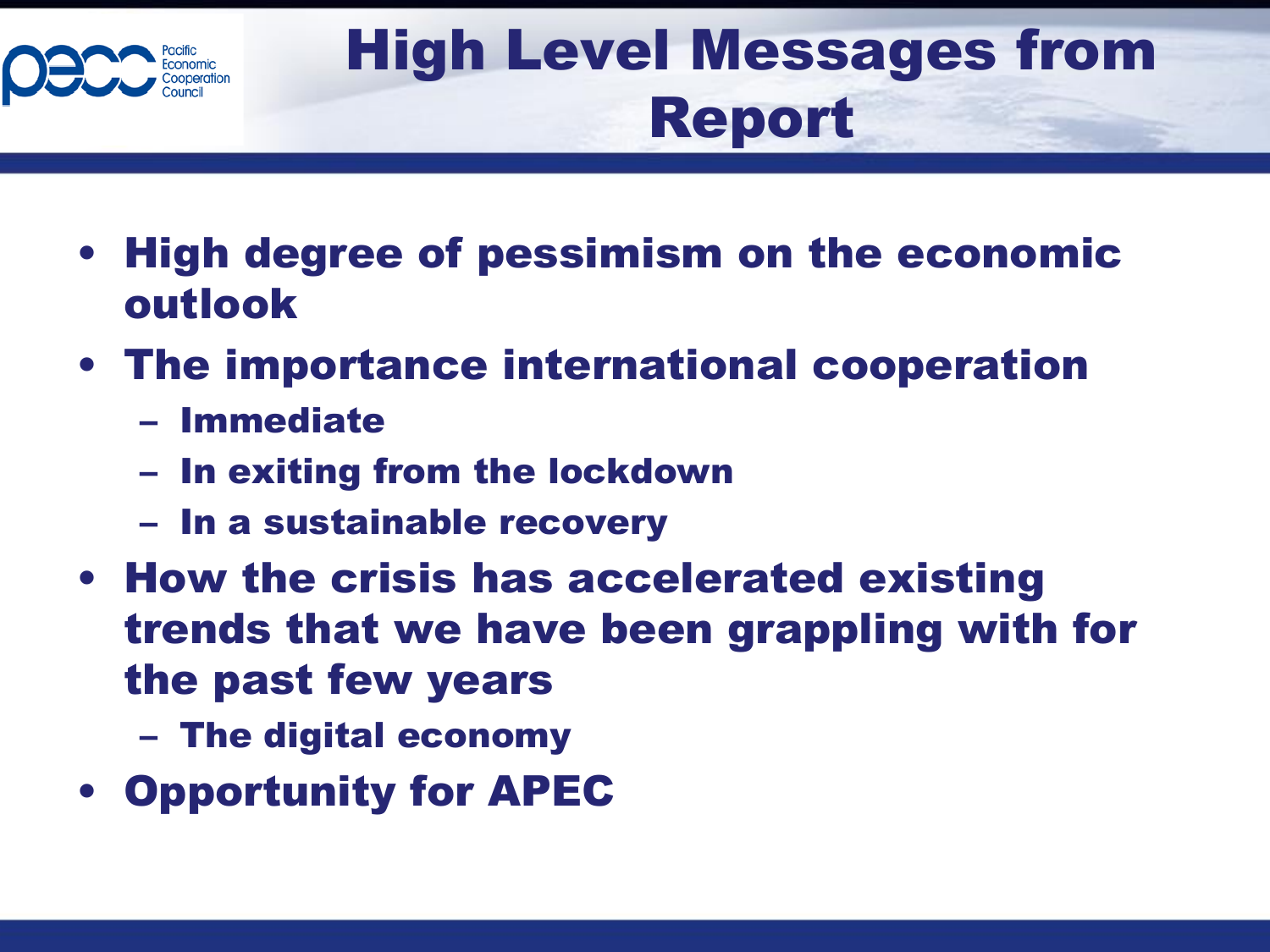# High Level Messages from Report

- High degree of pessimism on the economic outlook
- The importance international cooperation
  - Immediate
  - In exiting from the lockdown
  - In a sustainable recovery
- How the crisis has accelerated existing trends that we have been grappling with for the past few years
  - The digital economy
- Opportunity for APEC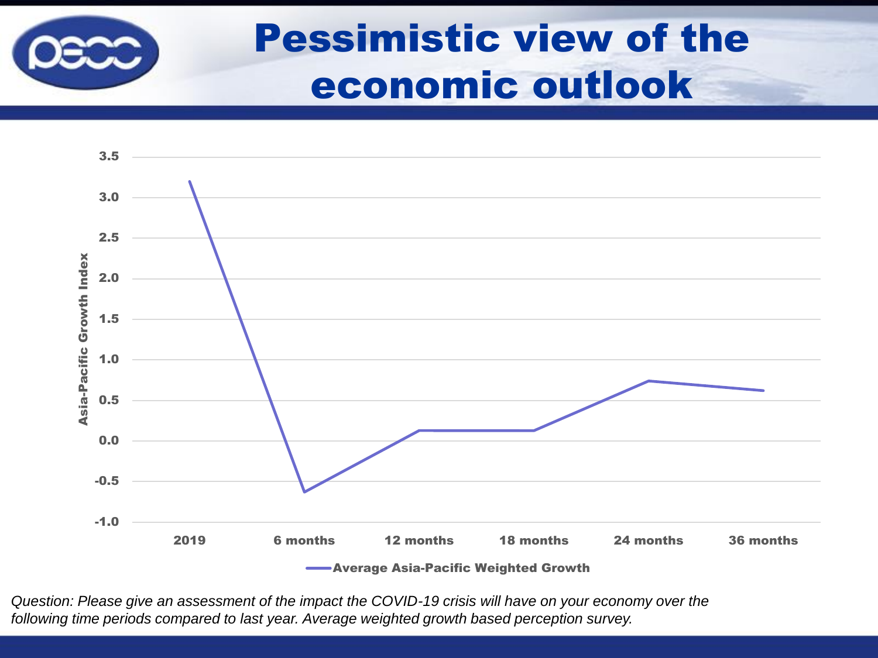# Pessimistic view of the economic outlook

*Question: Please give an assessment of the impact the COVID-19 crisis will have on your economy over the following time periods compared to last year. Average weighted growth based perception survey.*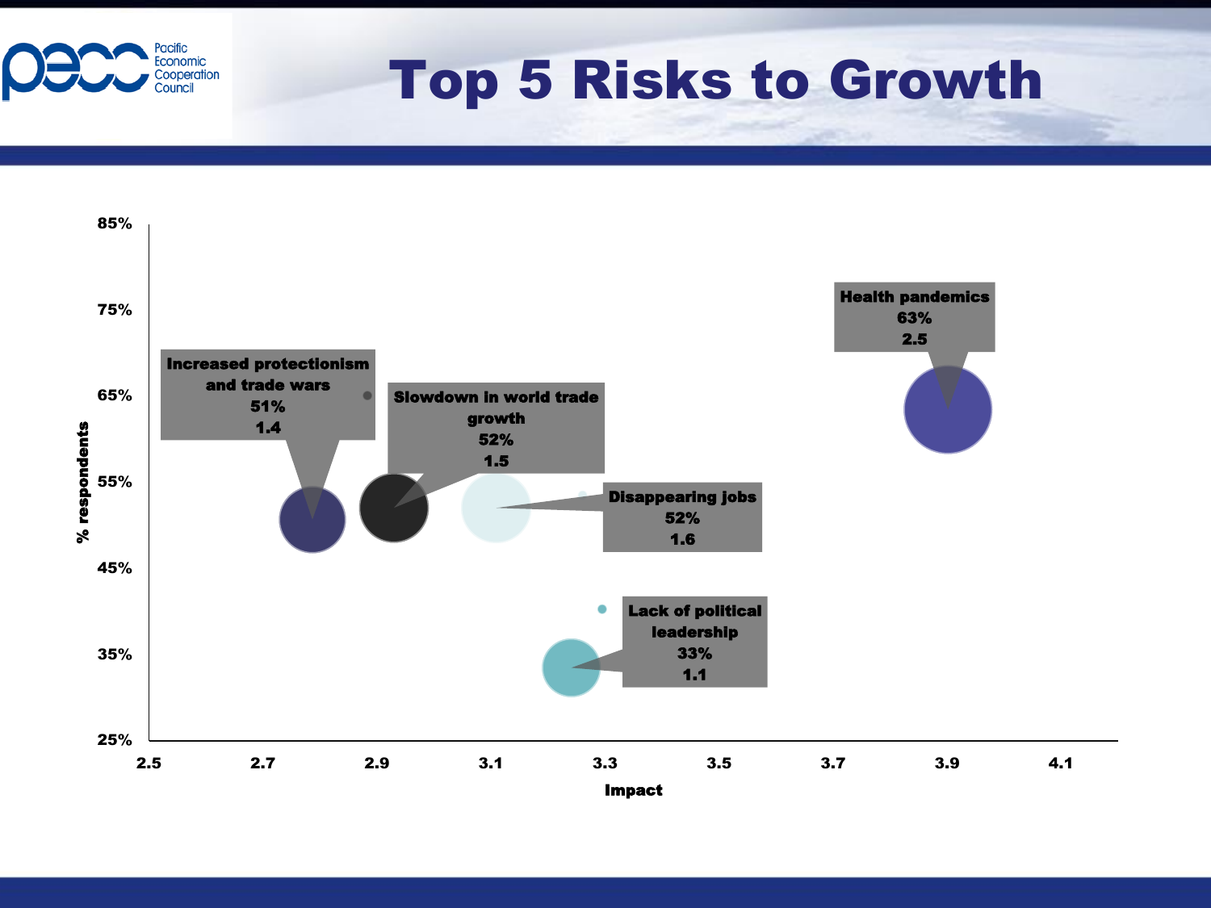# Top 5 Risks to Growth

% respondents (y-axis: 25%–85%) vs. Impact (x-axis: 2.5–4.1)

- Increased protectionism and trade wars: 51%, 1.4
- Slowdown in world trade growth: 52%, 1.5
- Disappearing jobs: 52%, 1.6
- Lack of political leadership: 33%, 1.1
- Health pandemics: 63%, 2.5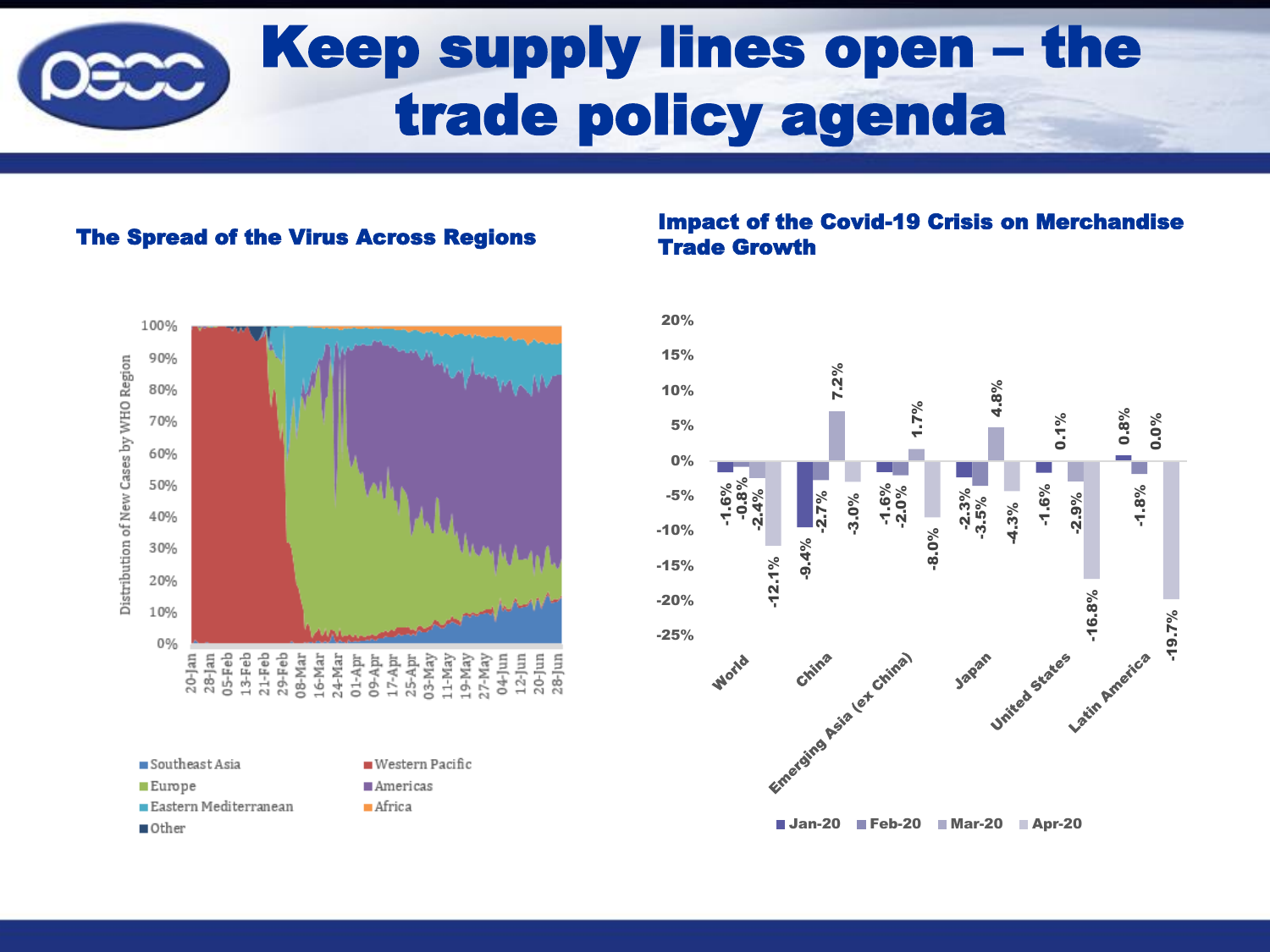# Keep supply lines open – the trade policy agenda

## The Spread of the Virus Across Regions

Distribution of New Cases by WHO Region

Legend: Southeast Asia, Western Pacific, Europe, Americas, Eastern Mediterranean, Africa, Other

## Impact of the Covid-19 Crisis on Merchandise Trade Growth

| Region | Jan-20 | Feb-20 | Mar-20 | Apr-20 |
|---|---|---|---|---|
| World | -1.6% | -0.8% | -2.4% | -12.1% |
| China | -9.4% | -2.7% | 7.2% | -3.0% |
| Emerging Asia (ex China) | -1.6% | -2.0% | 1.7% | -8.0% |
| Japan | -2.3% | -3.5% | 4.8% | -4.3% |
| United States | -1.6% | 0.1% | -2.9% | -16.8% |
| Latin America | 0.8% | -1.8% | 0.0% | -19.7% |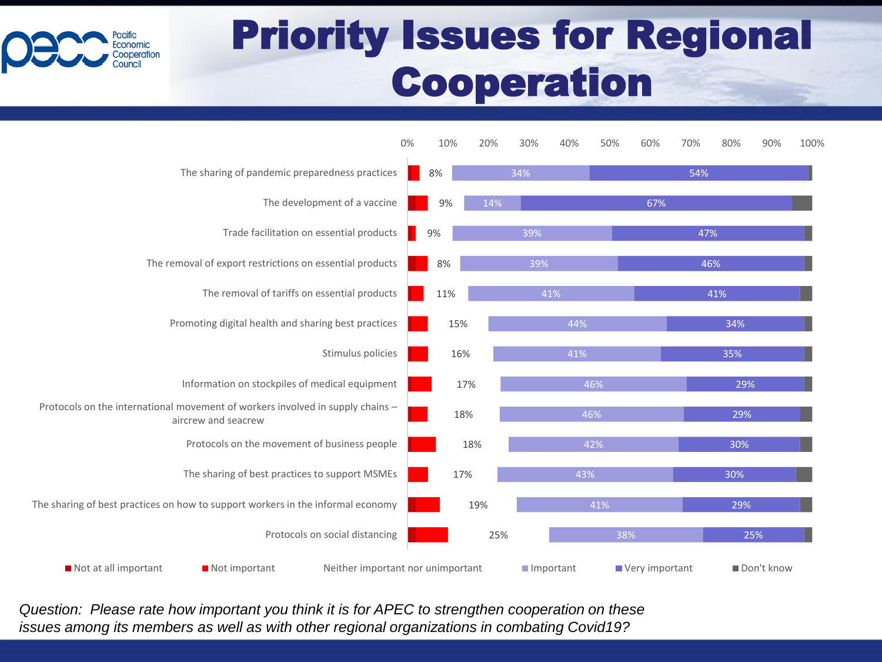# Priority Issues for Regional Cooperation

| Issue | Not at all important + Not important | Important | Very important |
|---|---|---|---|
| The sharing of pandemic preparedness practices | 8% | 34% | 54% |
| The development of a vaccine | 9% | 14% | 67% |
| Trade facilitation on essential products | 9% | 39% | 47% |
| The removal of export restrictions on essential products | 8% | 39% | 46% |
| The removal of tariffs on essential products | 11% | 41% | 41% |
| Promoting digital health and sharing best practices | 15% | 44% | 34% |
| Stimulus policies | 16% | 41% | 35% |
| Information on stockpiles of medical equipment | 17% | 46% | 29% |
| Protocols on the international movement of workers involved in supply chains – aircrew and seacrew | 18% | 46% | 29% |
| Protocols on the movement of business people | 18% | 42% | 30% |
| The sharing of best practices to support MSMEs | 17% | 43% | 30% |
| The sharing of best practices on how to support workers in the informal economy | 19% | 41% | 29% |
| Protocols on social distancing | 25% | 38% | 25% |

Legend: Not at all important; Not important; Neither important nor unimportant; Important; Very important; Don't know

*Question: Please rate how important you think it is for APEC to strengthen cooperation on these issues among its members as well as with other regional organizations in combating Covid19?*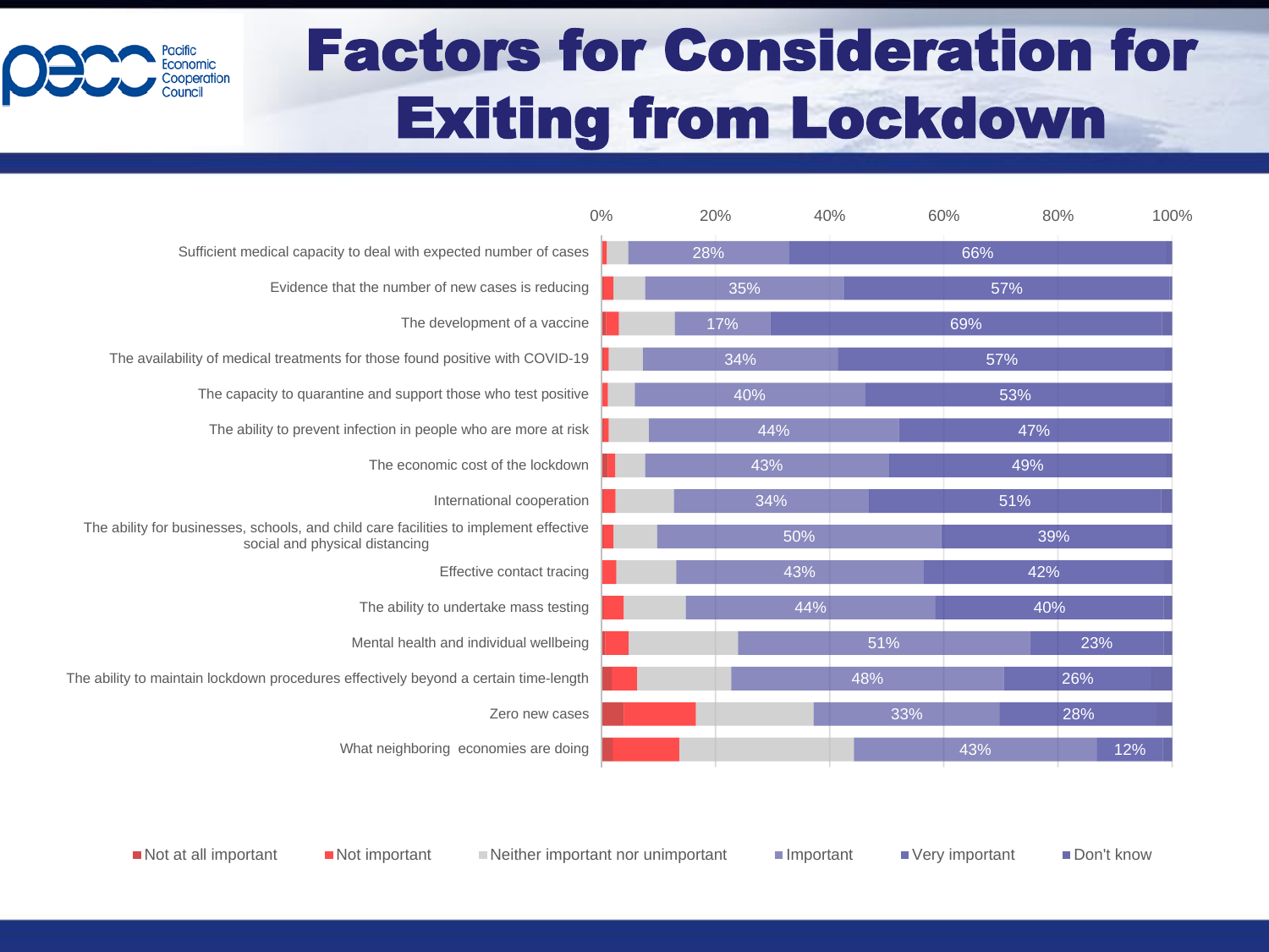# Factors for Consideration for Exiting from Lockdown

| Factor | Important | Very important |
|---|---|---|
| Sufficient medical capacity to deal with expected number of cases | 28% | 66% |
| Evidence that the number of new cases is reducing | 35% | 57% |
| The development of a vaccine | 17% | 69% |
| The availability of medical treatments for those found positive with COVID-19 | 34% | 57% |
| The capacity to quarantine and support those who test positive | 40% | 53% |
| The ability to prevent infection in people who are more at risk | 44% | 47% |
| The economic cost of the lockdown | 43% | 49% |
| International cooperation | 34% | 51% |
| The ability for businesses, schools, and child care facilities to implement effective social and physical distancing | 50% | 39% |
| Effective contact tracing | 43% | 42% |
| The ability to undertake mass testing | 44% | 40% |
| Mental health and individual wellbeing | 51% | 23% |
| The ability to maintain lockdown procedures effectively beyond a certain time-length | 48% | 26% |
| Zero new cases | 33% | 28% |
| What neighboring economies are doing | 43% | 12% |

Legend: Not at all important, Not important, Neither important nor unimportant, Important, Very important, Don't know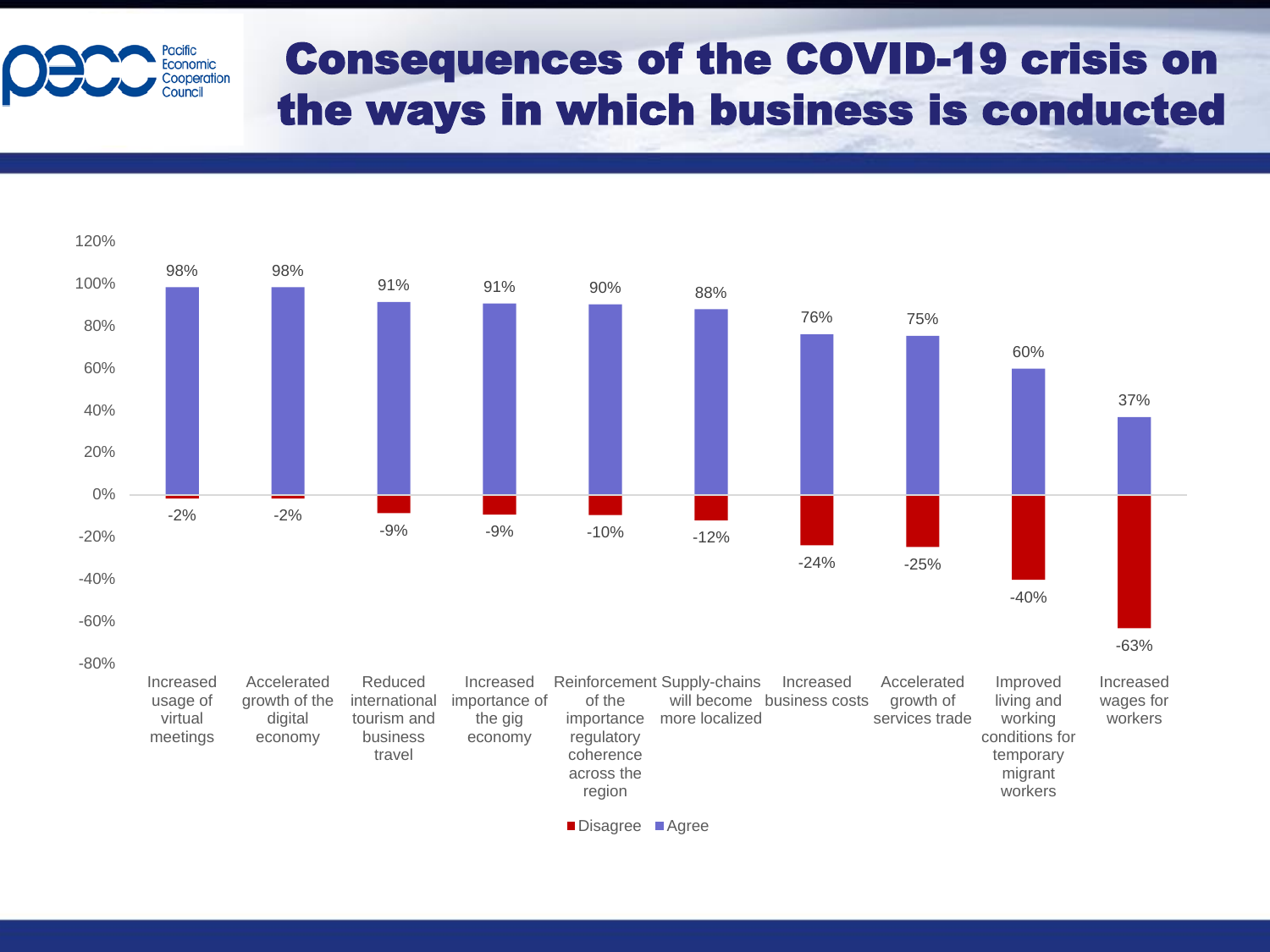# Consequences of the COVID-19 crisis on the ways in which business is conducted

| | Agree | Disagree |
|---|---|---|
| Increased usage of virtual meetings | 98% | -2% |
| Accelerated growth of the digital economy | 98% | -2% |
| Reduced international tourism and business travel | 91% | -9% |
| Increased importance of the gig economy | 91% | -9% |
| Reinforcement of the importance regulatory coherence across the region | 90% | -10% |
| Supply-chains will become more localized | 88% | -12% |
| Increased business costs | 76% | -24% |
| Accelerated growth of services trade | 75% | -25% |
| Improved living and working conditions for temporary migrant workers | 60% | -40% |
| Increased wages for workers | 37% | -63% |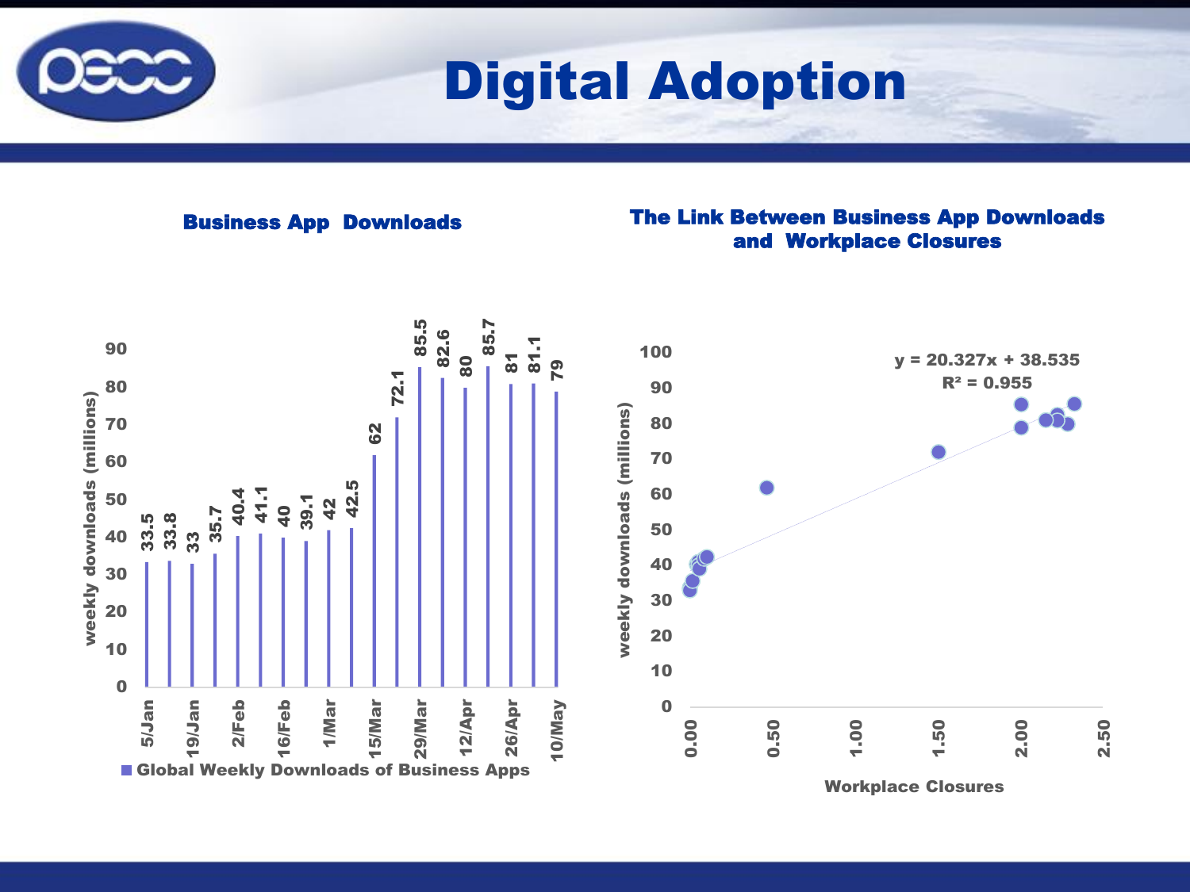# Digital Adoption

## Business App Downloads

Global Weekly Downloads of Business Apps (weekly downloads, millions)

| Week | Downloads |
|---|---|
| 5/Jan | 33.5 |
| | 33.8 |
| 19/Jan | 33 |
| | 35.7 |
| 2/Feb | 40.4 |
| | 41.1 |
| 16/Feb | 40 |
| | 39.1 |
| 1/Mar | 42 |
| | 42.5 |
| 15/Mar | 62 |
| | 72.1 |
| 29/Mar | 85.5 |
| | 82.6 |
| 12/Apr | 80 |
| | 85.7 |
| 26/Apr | 81 |
| | 81.1 |
| 10/May | 79 |

## The Link Between Business App Downloads and Workplace Closures

$y = 20.327x + 38.535$

$R^2 = 0.955$

Y-axis: weekly downloads (millions)

X-axis: Workplace Closures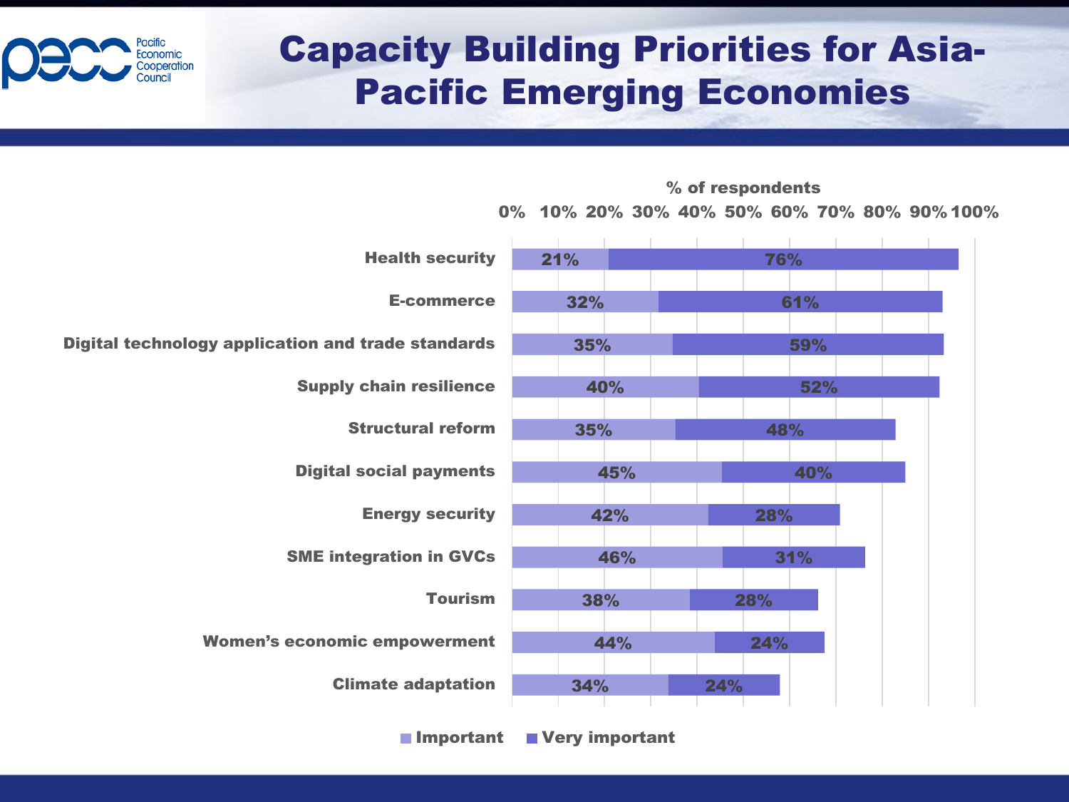# Capacity Building Priorities for Asia-Pacific Emerging Economies

% of respondents

| | Important | Very important |
|---|---|---|
| Health security | 21% | 76% |
| E-commerce | 32% | 61% |
| Digital technology application and trade standards | 35% | 59% |
| Supply chain resilience | 40% | 52% |
| Structural reform | 35% | 48% |
| Digital social payments | 45% | 40% |
| Energy security | 42% | 28% |
| SME integration in GVCs | 46% | 31% |
| Tourism | 38% | 28% |
| Women's economic empowerment | 44% | 24% |
| Climate adaptation | 34% | 24% |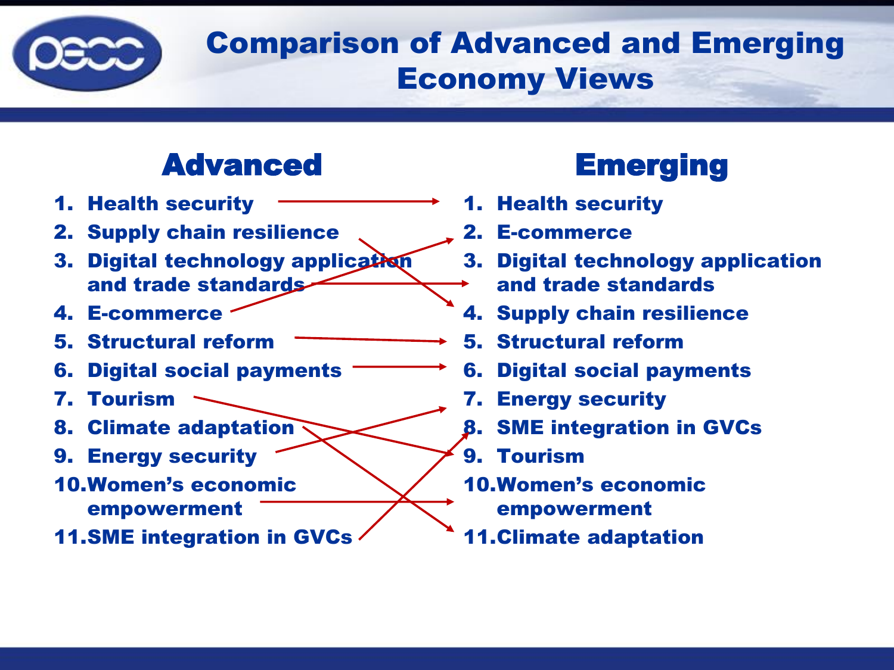# Comparison of Advanced and Emerging Economy Views

| Advanced | Emerging |
| --- | --- |
| 1. Health security | 1. Health security |
| 2. Supply chain resilience | 2. E-commerce |
| 3. Digital technology application and trade standards | 3. Digital technology application and trade standards |
| 4. E-commerce | 4. Supply chain resilience |
| 5. Structural reform | 5. Structural reform |
| 6. Digital social payments | 6. Digital social payments |
| 7. Tourism | 7. Energy security |
| 8. Climate adaptation | 8. SME integration in GVCs |
| 9. Energy security | 9. Tourism |
| 10. Women's economic empowerment | 10. Women's economic empowerment |
| 11. SME integration in GVCs | 11. Climate adaptation |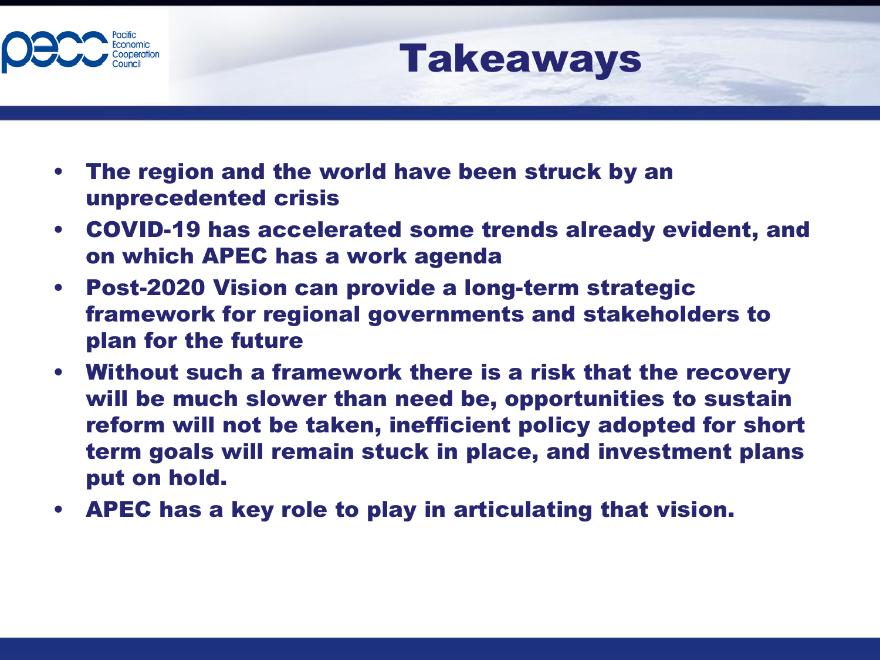# Takeaways

- **The region and the world have been struck by an unprecedented crisis**
- **COVID-19 has accelerated some trends already evident, and on which APEC has a work agenda**
- **Post-2020 Vision can provide a long-term strategic framework for regional governments and stakeholders to plan for the future**
- **Without such a framework there is a risk that the recovery will be much slower than need be, opportunities to sustain reform will not be taken, inefficient policy adopted for short term goals will remain stuck in place, and investment plans put on hold.**
- **APEC has a key role to play in articulating that vision.**